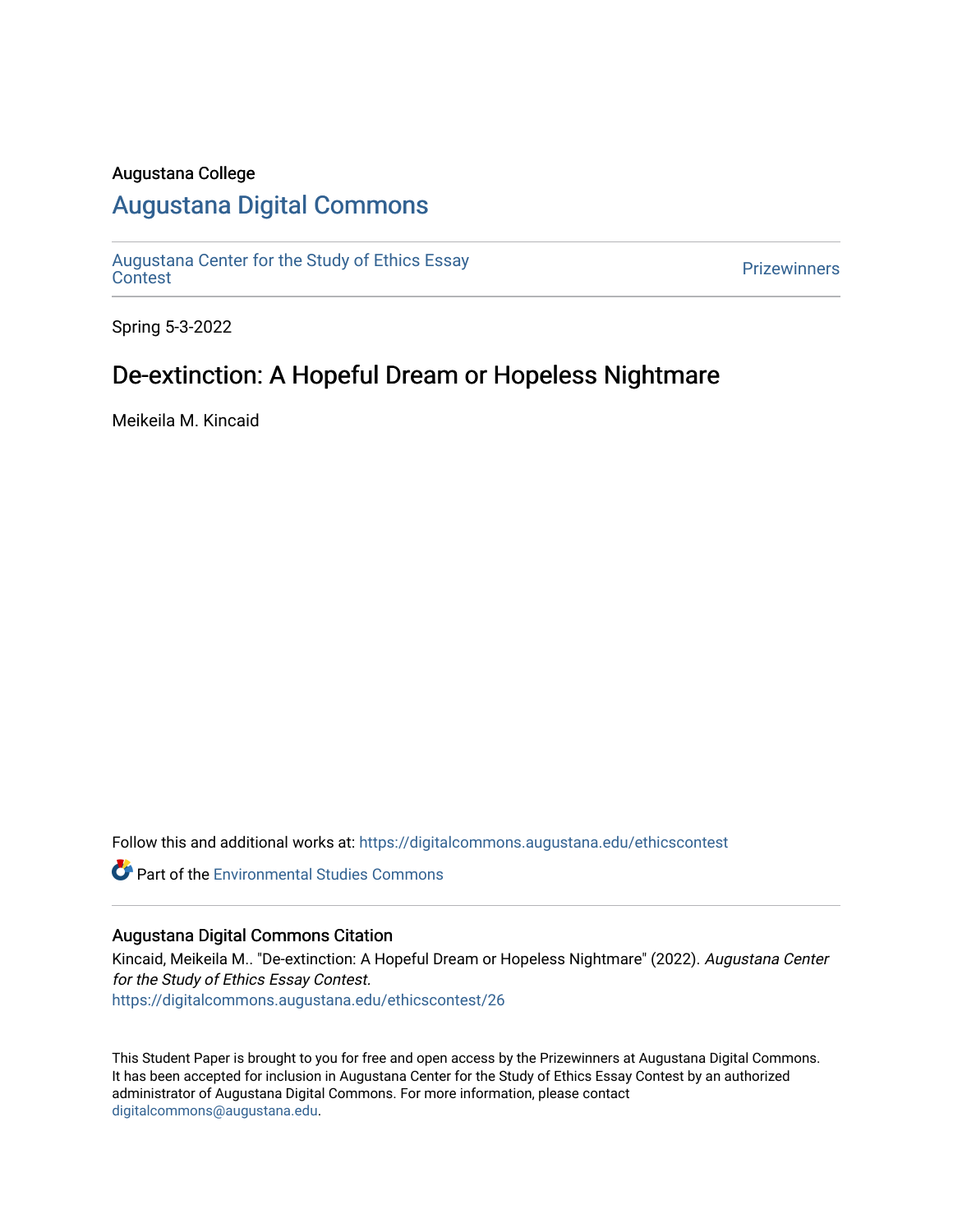Augustana College

# Augustana Digital Commons

Augustana Center for the Study of Ethics Essay Contest

Prizewinners

Spring 5-3-2022

## De-extinction: A Hopeful Dream or Hopeless Nightmare

Meikeila M. Kincaid

Follow this and additional works at: https://digitalcommons.augustana.edu/ethicscontest

Part of the Environmental Studies Commons

### Augustana Digital Commons Citation

Kincaid, Meikeila M.. "De-extinction: A Hopeful Dream or Hopeless Nightmare" (2022). *Augustana Center for the Study of Ethics Essay Contest.*
https://digitalcommons.augustana.edu/ethicscontest/26

This Student Paper is brought to you for free and open access by the Prizewinners at Augustana Digital Commons. It has been accepted for inclusion in Augustana Center for the Study of Ethics Essay Contest by an authorized administrator of Augustana Digital Commons. For more information, please contact digitalcommons@augustana.edu.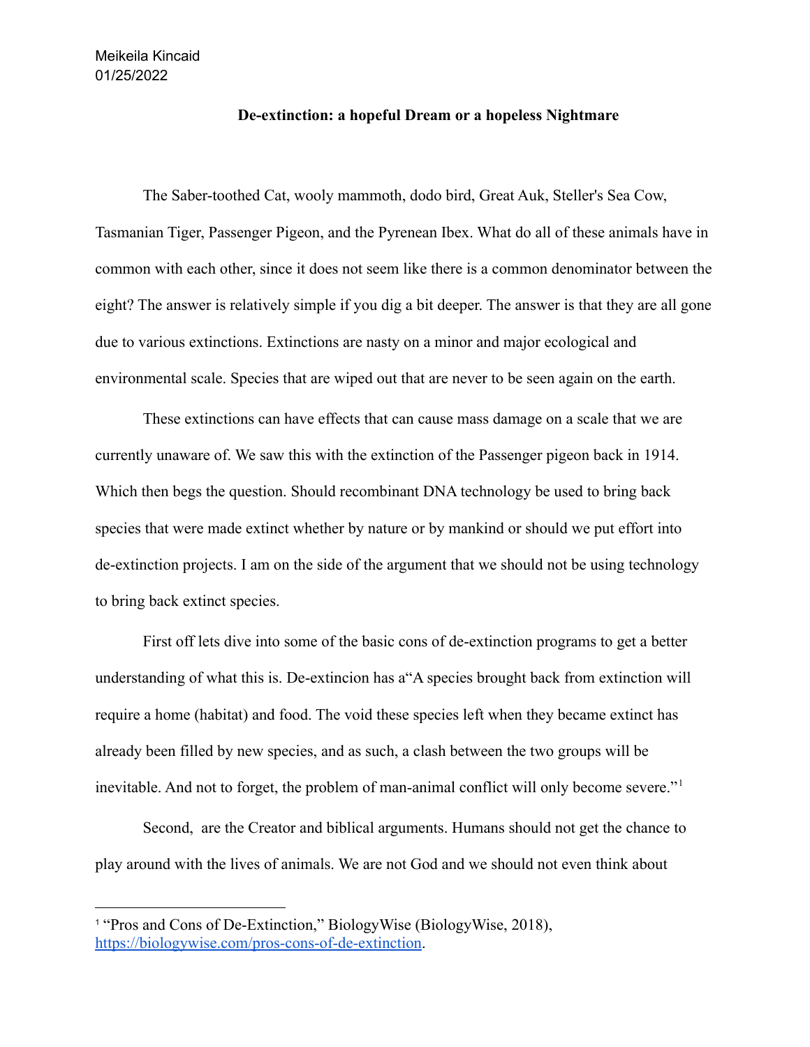Meikeila Kincaid
01/25/2022

**De-extinction: a hopeful Dream or a hopeless Nightmare**

The Saber-toothed Cat, wooly mammoth, dodo bird, Great Auk, Steller's Sea Cow, Tasmanian Tiger, Passenger Pigeon, and the Pyrenean Ibex. What do all of these animals have in common with each other, since it does not seem like there is a common denominator between the eight? The answer is relatively simple if you dig a bit deeper. The answer is that they are all gone due to various extinctions. Extinctions are nasty on a minor and major ecological and environmental scale. Species that are wiped out that are never to be seen again on the earth.

These extinctions can have effects that can cause mass damage on a scale that we are currently unaware of. We saw this with the extinction of the Passenger pigeon back in 1914. Which then begs the question. Should recombinant DNA technology be used to bring back species that were made extinct whether by nature or by mankind or should we put effort into de-extinction projects. I am on the side of the argument that we should not be using technology to bring back extinct species.

First off lets dive into some of the basic cons of de-extinction programs to get a better understanding of what this is. De-extincion has a"A species brought back from extinction will require a home (habitat) and food. The void these species left when they became extinct has already been filled by new species, and as such, a clash between the two groups will be inevitable. And not to forget, the problem of man-animal conflict will only become severe."[1]

Second, are the Creator and biblical arguments. Humans should not get the chance to play around with the lives of animals. We are not God and we should not even think about

---

[1] "Pros and Cons of De-Extinction," BiologyWise (BiologyWise, 2018), https://biologywise.com/pros-cons-of-de-extinction.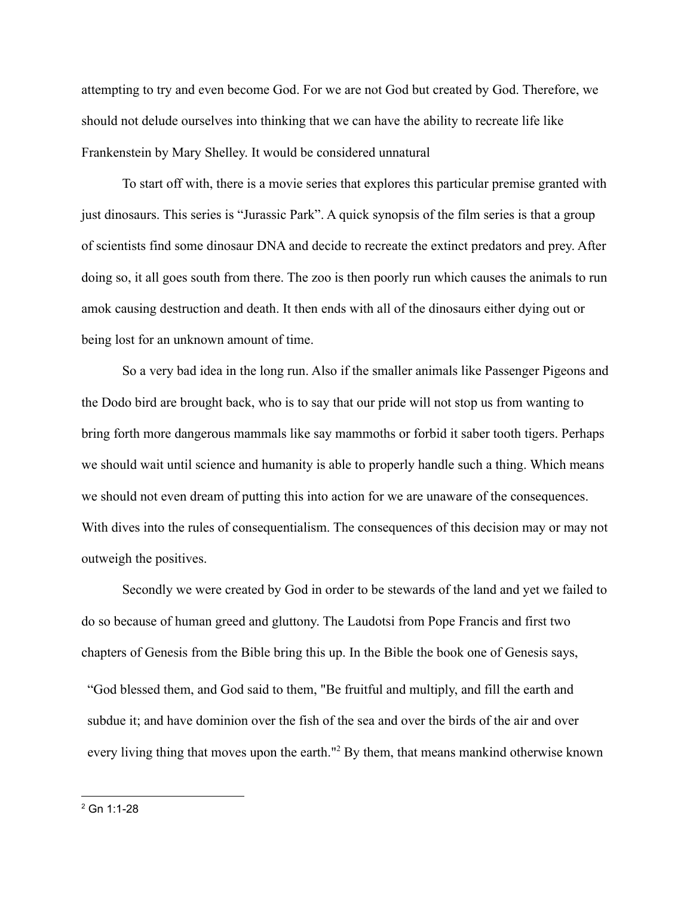attempting to try and even become God. For we are not God but created by God. Therefore, we should not delude ourselves into thinking that we can have the ability to recreate life like Frankenstein by Mary Shelley. It would be considered unnatural

To start off with, there is a movie series that explores this particular premise granted with just dinosaurs. This series is "Jurassic Park". A quick synopsis of the film series is that a group of scientists find some dinosaur DNA and decide to recreate the extinct predators and prey. After doing so, it all goes south from there. The zoo is then poorly run which causes the animals to run amok causing destruction and death. It then ends with all of the dinosaurs either dying out or being lost for an unknown amount of time.

So a very bad idea in the long run. Also if the smaller animals like Passenger Pigeons and the Dodo bird are brought back, who is to say that our pride will not stop us from wanting to bring forth more dangerous mammals like say mammoths or forbid it saber tooth tigers. Perhaps we should wait until science and humanity is able to properly handle such a thing. Which means we should not even dream of putting this into action for we are unaware of the consequences. With dives into the rules of consequentialism. The consequences of this decision may or may not outweigh the positives.

Secondly we were created by God in order to be stewards of the land and yet we failed to do so because of human greed and gluttony. The Laudotsi from Pope Francis and first two chapters of Genesis from the Bible bring this up. In the Bible the book one of Genesis says,

> "God blessed them, and God said to them, "Be fruitful and multiply, and fill the earth and subdue it; and have dominion over the fish of the sea and over the birds of the air and over every living thing that moves upon the earth."[2] By them, that means mankind otherwise known

[2] Gn 1:1-28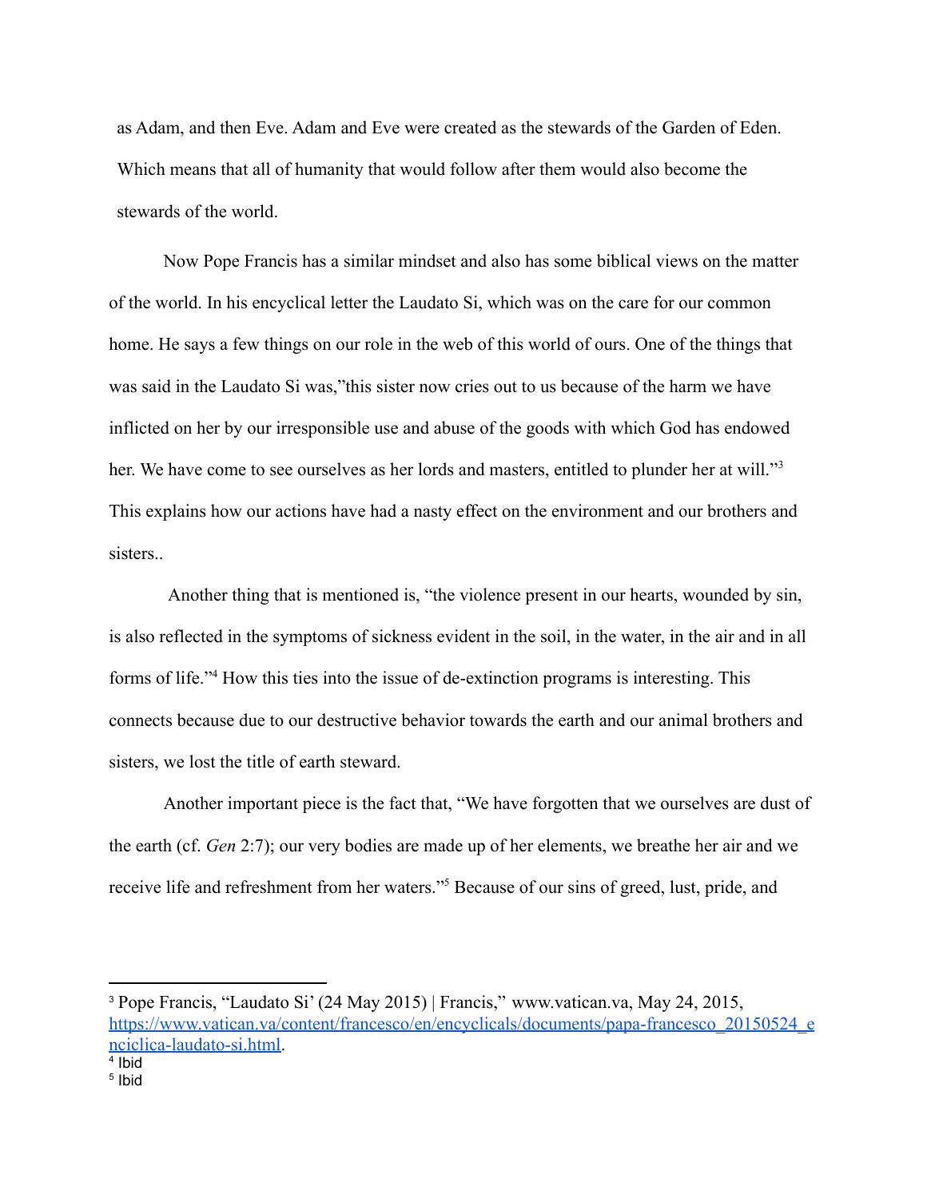as Adam, and then Eve. Adam and Eve were created as the stewards of the Garden of Eden. Which means that all of humanity that would follow after them would also become the stewards of the world.

Now Pope Francis has a similar mindset and also has some biblical views on the matter of the world. In his encyclical letter the Laudato Si, which was on the care for our common home. He says a few things on our role in the web of this world of ours. One of the things that was said in the Laudato Si was,"this sister now cries out to us because of the harm we have inflicted on her by our irresponsible use and abuse of the goods with which God has endowed her. We have come to see ourselves as her lords and masters, entitled to plunder her at will."[3] This explains how our actions have had a nasty effect on the environment and our brothers and sisters..

Another thing that is mentioned is, "the violence present in our hearts, wounded by sin, is also reflected in the symptoms of sickness evident in the soil, in the water, in the air and in all forms of life."[4] How this ties into the issue of de-extinction programs is interesting. This connects because due to our destructive behavior towards the earth and our animal brothers and sisters, we lost the title of earth steward.

Another important piece is the fact that, "We have forgotten that we ourselves are dust of the earth (cf. *Gen* 2:7); our very bodies are made up of her elements, we breathe her air and we receive life and refreshment from her waters."[5] Because of our sins of greed, lust, pride, and

---

[3] Pope Francis, "Laudato Si' (24 May 2015) | Francis," www.vatican.va, May 24, 2015, https://www.vatican.va/content/francesco/en/encyclicals/documents/papa-francesco_20150524_enciclica-laudato-si.html.

[4] Ibid

[5] Ibid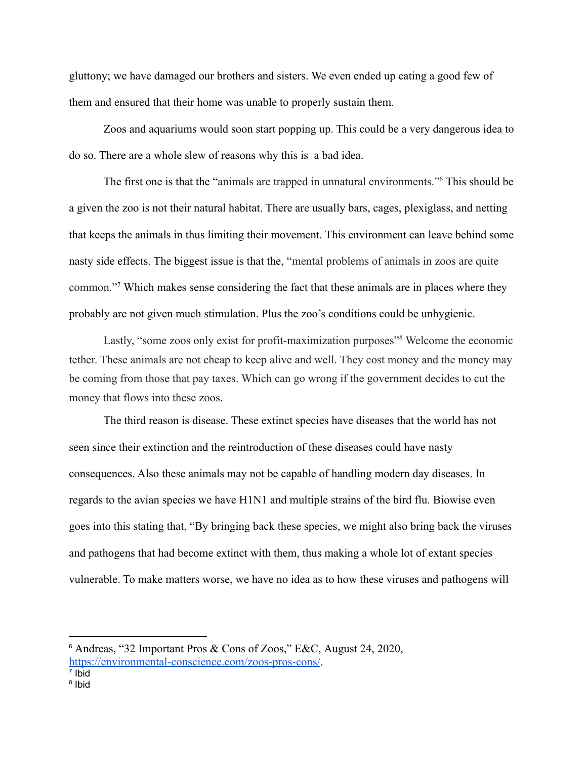gluttony; we have damaged our brothers and sisters. We even ended up eating a good few of them and ensured that their home was unable to properly sustain them.

Zoos and aquariums would soon start popping up. This could be a very dangerous idea to do so. There are a whole slew of reasons why this is a bad idea.

The first one is that the "animals are trapped in unnatural environments."[6] This should be a given the zoo is not their natural habitat. There are usually bars, cages, plexiglass, and netting that keeps the animals in thus limiting their movement. This environment can leave behind some nasty side effects. The biggest issue is that the, "mental problems of animals in zoos are quite common."[7] Which makes sense considering the fact that these animals are in places where they probably are not given much stimulation. Plus the zoo's conditions could be unhygienic.

Lastly, "some zoos only exist for profit-maximization purposes"[8] Welcome the economic tether. These animals are not cheap to keep alive and well. They cost money and the money may be coming from those that pay taxes. Which can go wrong if the government decides to cut the money that flows into these zoos.

The third reason is disease. These extinct species have diseases that the world has not seen since their extinction and the reintroduction of these diseases could have nasty consequences. Also these animals may not be capable of handling modern day diseases. In regards to the avian species we have H1N1 and multiple strains of the bird flu. Biowise even goes into this stating that, "By bringing back these species, we might also bring back the viruses and pathogens that had become extinct with them, thus making a whole lot of extant species vulnerable. To make matters worse, we have no idea as to how these viruses and pathogens will

---

[6] Andreas, "32 Important Pros & Cons of Zoos," E&C, August 24, 2020, https://environmental-conscience.com/zoos-pros-cons/.

[7] Ibid

[8] Ibid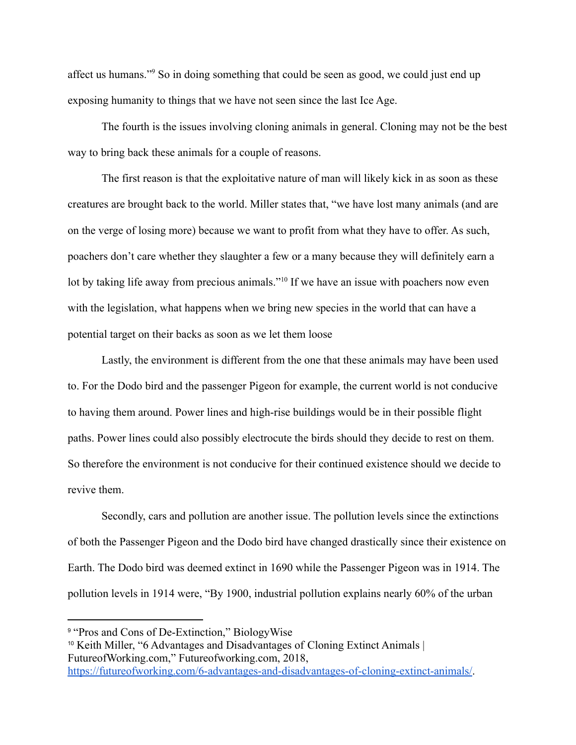affect us humans."[9] So in doing something that could be seen as good, we could just end up exposing humanity to things that we have not seen since the last Ice Age.

The fourth is the issues involving cloning animals in general. Cloning may not be the best way to bring back these animals for a couple of reasons.

The first reason is that the exploitative nature of man will likely kick in as soon as these creatures are brought back to the world. Miller states that, "we have lost many animals (and are on the verge of losing more) because we want to profit from what they have to offer. As such, poachers don't care whether they slaughter a few or a many because they will definitely earn a lot by taking life away from precious animals."[10] If we have an issue with poachers now even with the legislation, what happens when we bring new species in the world that can have a potential target on their backs as soon as we let them loose

Lastly, the environment is different from the one that these animals may have been used to. For the Dodo bird and the passenger Pigeon for example, the current world is not conducive to having them around. Power lines and high-rise buildings would be in their possible flight paths. Power lines could also possibly electrocute the birds should they decide to rest on them. So therefore the environment is not conducive for their continued existence should we decide to revive them.

Secondly, cars and pollution are another issue. The pollution levels since the extinctions of both the Passenger Pigeon and the Dodo bird have changed drastically since their existence on Earth. The Dodo bird was deemed extinct in 1690 while the Passenger Pigeon was in 1914. The pollution levels in 1914 were, "By 1900, industrial pollution explains nearly 60% of the urban

---

[9] "Pros and Cons of De-Extinction," BiologyWise

[10] Keith Miller, "6 Advantages and Disadvantages of Cloning Extinct Animals | FutureofWorking.com," Futureofworking.com, 2018, https://futureofworking.com/6-advantages-and-disadvantages-of-cloning-extinct-animals/.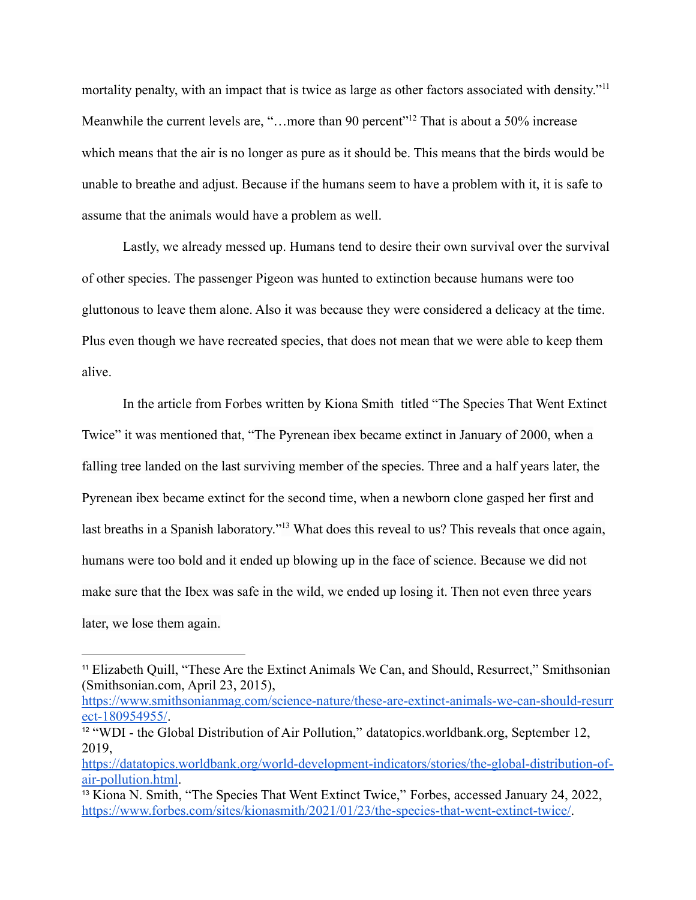mortality penalty, with an impact that is twice as large as other factors associated with density."[11] Meanwhile the current levels are, "…more than 90 percent"[12] That is about a 50% increase which means that the air is no longer as pure as it should be. This means that the birds would be unable to breathe and adjust. Because if the humans seem to have a problem with it, it is safe to assume that the animals would have a problem as well.

Lastly, we already messed up. Humans tend to desire their own survival over the survival of other species. The passenger Pigeon was hunted to extinction because humans were too gluttonous to leave them alone. Also it was because they were considered a delicacy at the time. Plus even though we have recreated species, that does not mean that we were able to keep them alive.

In the article from Forbes written by Kiona Smith  titled "The Species That Went Extinct Twice" it was mentioned that, "The Pyrenean ibex became extinct in January of 2000, when a falling tree landed on the last surviving member of the species. Three and a half years later, the Pyrenean ibex became extinct for the second time, when a newborn clone gasped her first and last breaths in a Spanish laboratory."[13] What does this reveal to us? This reveals that once again, humans were too bold and it ended up blowing up in the face of science. Because we did not make sure that the Ibex was safe in the wild, we ended up losing it. Then not even three years later, we lose them again.

---

[11] Elizabeth Quill, "These Are the Extinct Animals We Can, and Should, Resurrect," Smithsonian (Smithsonian.com, April 23, 2015), https://www.smithsonianmag.com/science-nature/these-are-extinct-animals-we-can-should-resurrect-180954955/.

[12] "WDI - the Global Distribution of Air Pollution," datatopics.worldbank.org, September 12, 2019, https://datatopics.worldbank.org/world-development-indicators/stories/the-global-distribution-of-air-pollution.html.

[13] Kiona N. Smith, "The Species That Went Extinct Twice," Forbes, accessed January 24, 2022, https://www.forbes.com/sites/kionasmith/2021/01/23/the-species-that-went-extinct-twice/.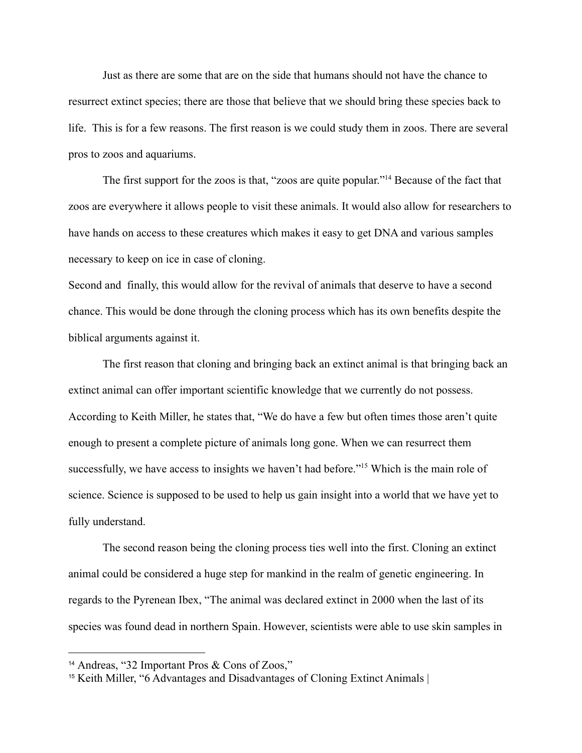Just as there are some that are on the side that humans should not have the chance to resurrect extinct species; there are those that believe that we should bring these species back to life.  This is for a few reasons. The first reason is we could study them in zoos. There are several pros to zoos and aquariums.

The first support for the zoos is that, "zoos are quite popular."[14] Because of the fact that zoos are everywhere it allows people to visit these animals. It would also allow for researchers to have hands on access to these creatures which makes it easy to get DNA and various samples necessary to keep on ice in case of cloning.

Second and  finally, this would allow for the revival of animals that deserve to have a second chance. This would be done through the cloning process which has its own benefits despite the biblical arguments against it.

The first reason that cloning and bringing back an extinct animal is that bringing back an extinct animal can offer important scientific knowledge that we currently do not possess. According to Keith Miller, he states that, "We do have a few but often times those aren't quite enough to present a complete picture of animals long gone. When we can resurrect them successfully, we have access to insights we haven't had before."[15] Which is the main role of science. Science is supposed to be used to help us gain insight into a world that we have yet to fully understand.

The second reason being the cloning process ties well into the first. Cloning an extinct animal could be considered a huge step for mankind in the realm of genetic engineering. In regards to the Pyrenean Ibex, "The animal was declared extinct in 2000 when the last of its species was found dead in northern Spain. However, scientists were able to use skin samples in

---

[14] Andreas, "32 Important Pros & Cons of Zoos,"

[15] Keith Miller, "6 Advantages and Disadvantages of Cloning Extinct Animals |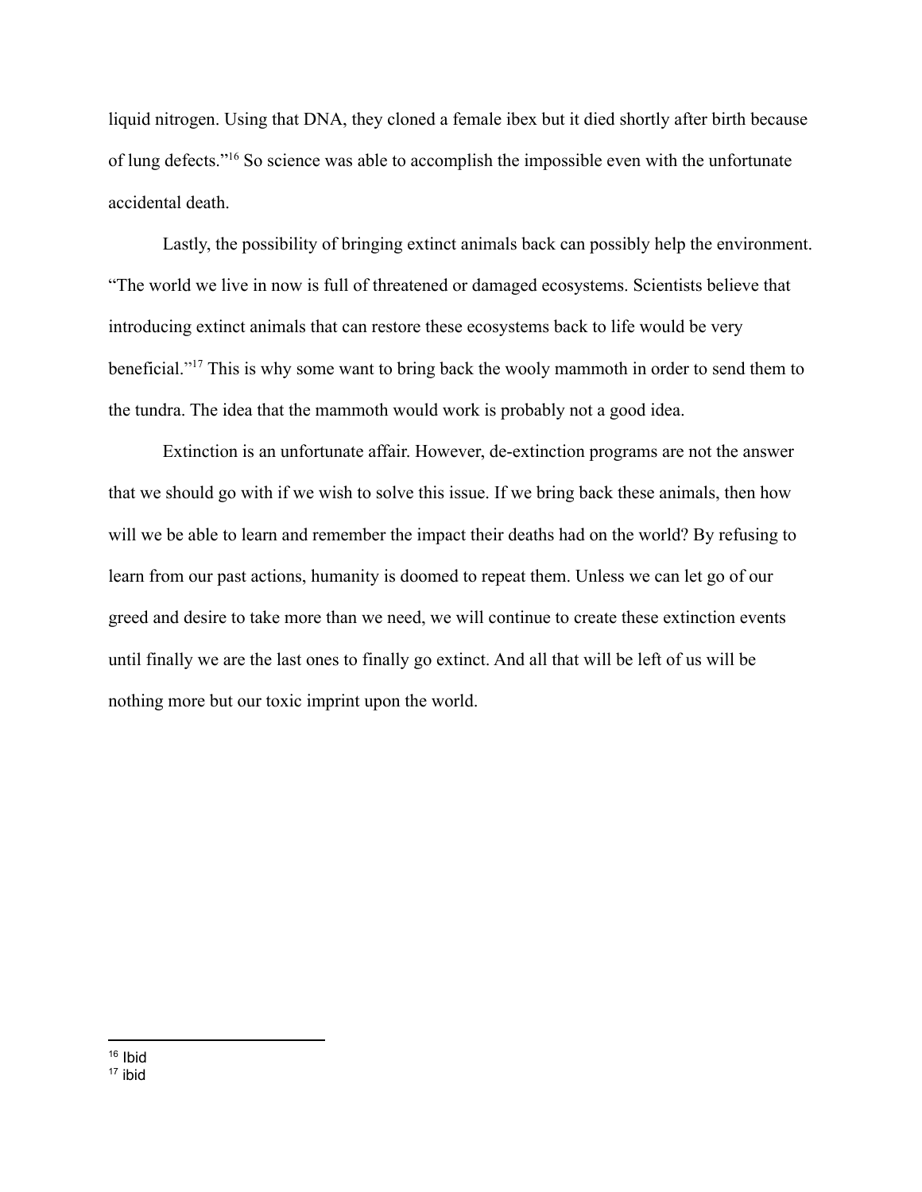liquid nitrogen. Using that DNA, they cloned a female ibex but it died shortly after birth because of lung defects."[16] So science was able to accomplish the impossible even with the unfortunate accidental death.

Lastly, the possibility of bringing extinct animals back can possibly help the environment. "The world we live in now is full of threatened or damaged ecosystems. Scientists believe that introducing extinct animals that can restore these ecosystems back to life would be very beneficial."[17] This is why some want to bring back the wooly mammoth in order to send them to the tundra. The idea that the mammoth would work is probably not a good idea.

Extinction is an unfortunate affair. However, de-extinction programs are not the answer that we should go with if we wish to solve this issue. If we bring back these animals, then how will we be able to learn and remember the impact their deaths had on the world? By refusing to learn from our past actions, humanity is doomed to repeat them. Unless we can let go of our greed and desire to take more than we need, we will continue to create these extinction events until finally we are the last ones to finally go extinct. And all that will be left of us will be nothing more but our toxic imprint upon the world.

---

[16] Ibid

[17] ibid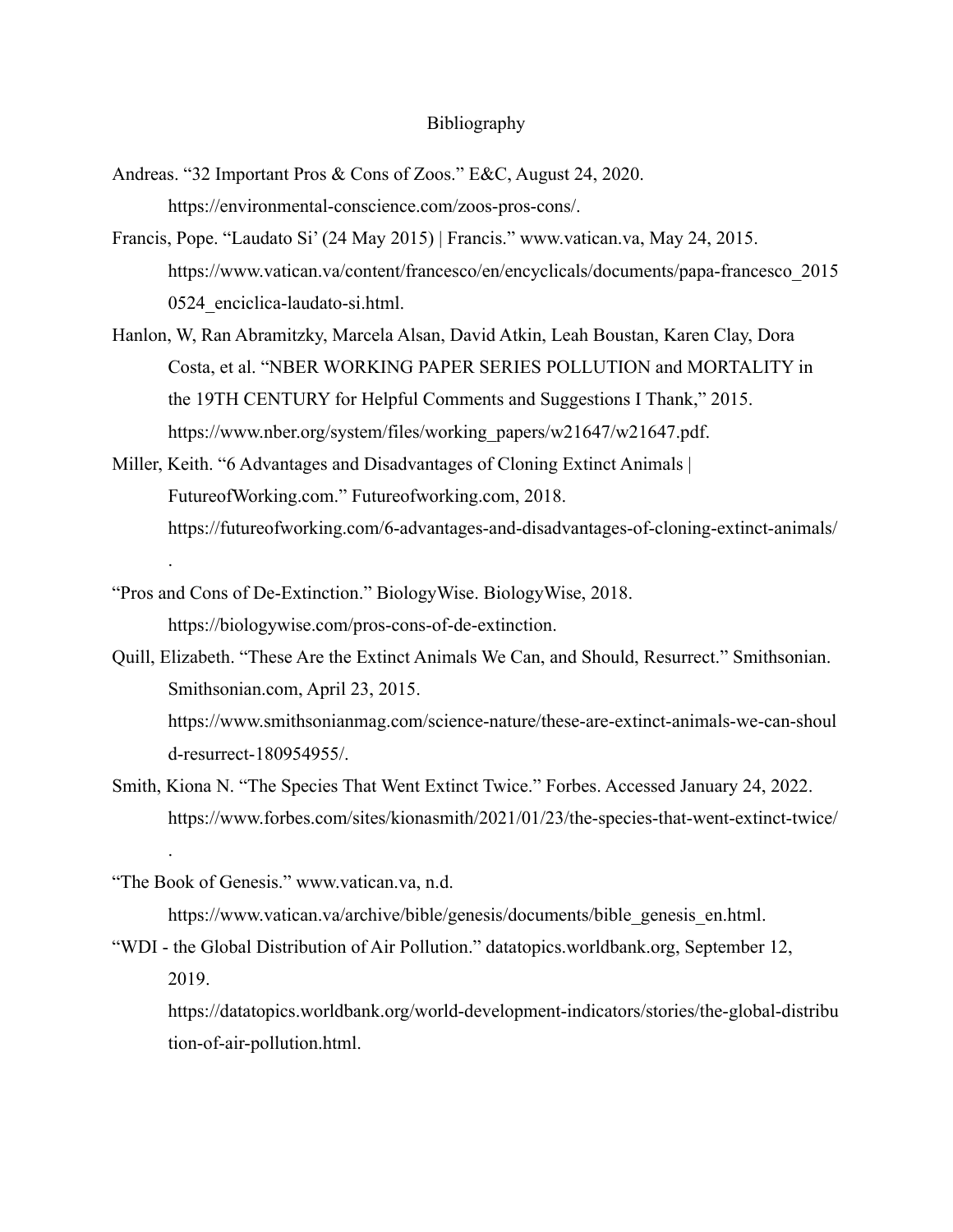# Bibliography

Andreas. "32 Important Pros & Cons of Zoos." E&C, August 24, 2020. https://environmental-conscience.com/zoos-pros-cons/.

Francis, Pope. "Laudato Si' (24 May 2015) | Francis." www.vatican.va, May 24, 2015. https://www.vatican.va/content/francesco/en/encyclicals/documents/papa-francesco_20150524_enciclica-laudato-si.html.

Hanlon, W, Ran Abramitzky, Marcela Alsan, David Atkin, Leah Boustan, Karen Clay, Dora Costa, et al. "NBER WORKING PAPER SERIES POLLUTION and MORTALITY in the 19TH CENTURY for Helpful Comments and Suggestions I Thank," 2015. https://www.nber.org/system/files/working_papers/w21647/w21647.pdf.

Miller, Keith. "6 Advantages and Disadvantages of Cloning Extinct Animals | FutureofWorking.com." Futureofworking.com, 2018. https://futureofworking.com/6-advantages-and-disadvantages-of-cloning-extinct-animals/.

"Pros and Cons of De-Extinction." BiologyWise. BiologyWise, 2018. https://biologywise.com/pros-cons-of-de-extinction.

Quill, Elizabeth. "These Are the Extinct Animals We Can, and Should, Resurrect." Smithsonian. Smithsonian.com, April 23, 2015. https://www.smithsonianmag.com/science-nature/these-are-extinct-animals-we-can-should-resurrect-180954955/.

Smith, Kiona N. "The Species That Went Extinct Twice." Forbes. Accessed January 24, 2022. https://www.forbes.com/sites/kionasmith/2021/01/23/the-species-that-went-extinct-twice/.

"The Book of Genesis." www.vatican.va, n.d. https://www.vatican.va/archive/bible/genesis/documents/bible_genesis_en.html.

"WDI - the Global Distribution of Air Pollution." datatopics.worldbank.org, September 12, 2019. https://datatopics.worldbank.org/world-development-indicators/stories/the-global-distribution-of-air-pollution.html.